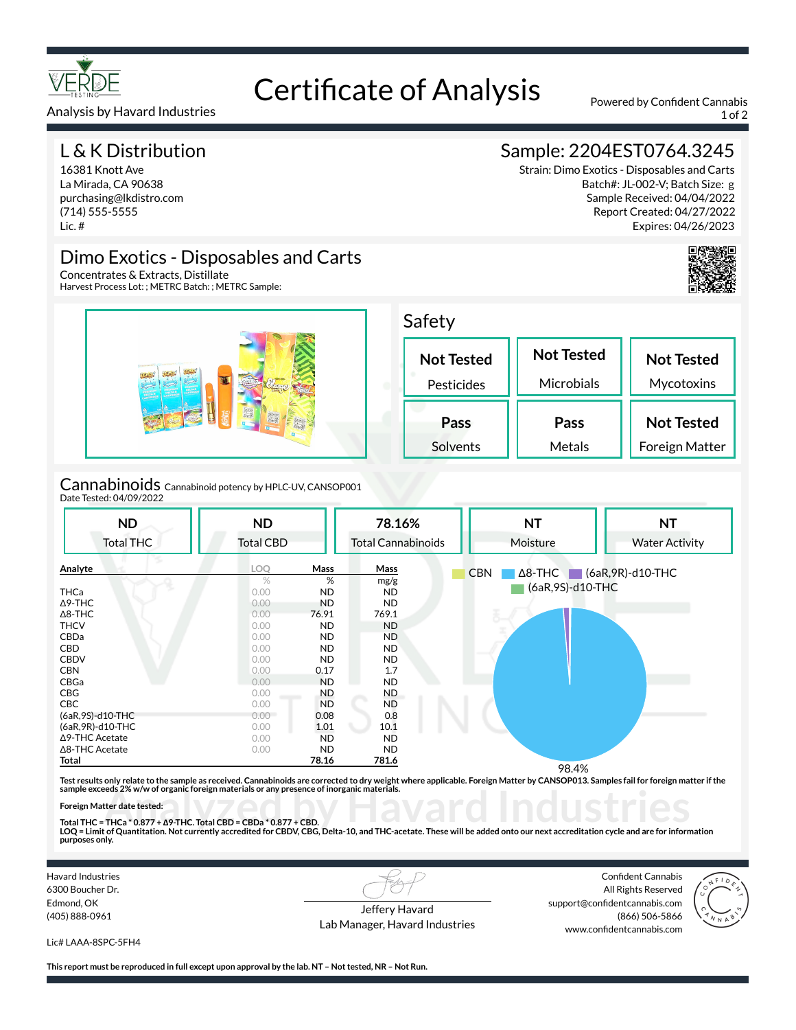VERDE TESTING

Analysis by Havard Industries

# Certificate of Analysis

Powered by Confident Cannabis

## L & K Distribution

16381 Knott Ave
La Mirada, CA 90638
purchasing@lkdistro.com
(714) 555-5555
Lic. #

## Sample: 2204EST0764.3245

Strain: Dimo Exotics - Disposables and Carts
Batch#: JL-002-V; Batch Size: g
Sample Received: 04/04/2022
Report Created: 04/27/2022
Expires: 04/26/2023

## Dimo Exotics - Disposables and Carts

Concentrates & Extracts, Distillate
Harvest Process Lot: ; METRC Batch: ; METRC Sample:

### Safety

| Not Tested | Not Tested | Not Tested |
|---|---|---|
| Pesticides | Microbials | Mycotoxins |
| **Pass** | **Pass** | **Not Tested** |
| Solvents | Metals | Foreign Matter |

### Cannabinoids

Cannabinoid potency by HPLC-UV, CANSOP001
Date Tested: 04/09/2022

| ND | ND | 78.16% | NT | NT |
|---|---|---|---|---|
| Total THC | Total CBD | Total Cannabinoids | Moisture | Water Activity |

| Analyte | LOQ | Mass | Mass |
|---|---|---|---|
| | % | % | mg/g |
| THCa | 0.00 | ND | ND |
| Δ9-THC | 0.00 | ND | ND |
| Δ8-THC | 0.00 | 76.91 | 769.1 |
| THCV | 0.00 | ND | ND |
| CBDa | 0.00 | ND | ND |
| CBD | 0.00 | ND | ND |
| CBDV | 0.00 | ND | ND |
| CBN | 0.00 | 0.17 | 1.7 |
| CBGa | 0.00 | ND | ND |
| CBG | 0.00 | ND | ND |
| CBC | 0.00 | ND | ND |
| (6aR,9S)-d10-THC | 0.00 | 0.08 | 0.8 |
| (6aR,9R)-d10-THC | 0.00 | 1.01 | 10.1 |
| Δ9-THC Acetate | 0.00 | ND | ND |
| Δ8-THC Acetate | 0.00 | ND | ND |
| **Total** | | **78.16** | **781.6** |

CBN, Δ8-THC, (6aR,9R)-d10-THC, (6aR,9S)-d10-THC

98.4%

**Test results only relate to the sample as received. Cannabinoids are corrected to dry weight where applicable. Foreign Matter by CANSOP013. Samples fail for foreign matter if the sample exceeds 2% w/w of organic foreign materials or any presence of inorganic materials.**

**Foreign Matter date tested:**

**Total THC = THCa * 0.877 + Δ9-THC. Total CBD = CBDa * 0.877 + CBD.**
**LOQ = Limit of Quantitation. Not currently accredited for CBDV, CBG, Delta-10, and THC-acetate. These will be added onto our next accreditation cycle and are for information purposes only.**

Analyzed by Havard Industries

Havard Industries
6300 Boucher Dr.
Edmond, OK
(405) 888-0961

Lic# LAAA-8SPC-5FH4

Jeffery Havard
Lab Manager, Havard Industries

Confident Cannabis
All Rights Reserved
support@confidentcannabis.com
(866) 506-5866
www.confidentcannabis.com

**This report must be reproduced in full except upon approval by the lab. NT – Not tested, NR – Not Run.**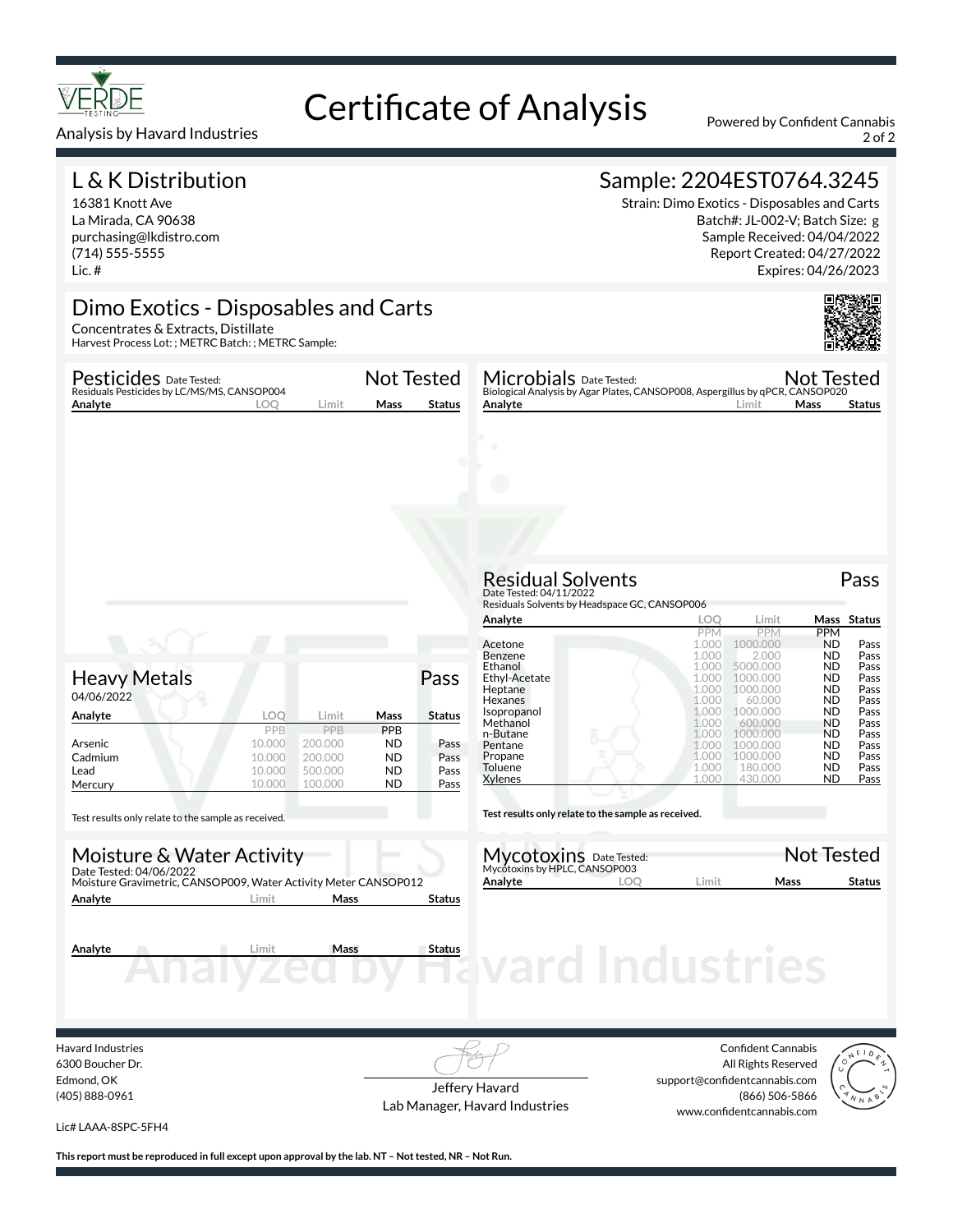Analysis by Havard Industries

# Certificate of Analysis

Powered by Confident Cannabis

## L & K Distribution

16381 Knott Ave
La Mirada, CA 90638
purchasing@lkdistro.com
(714) 555-5555
Lic. #

## Sample: 2204EST0764.3245

Strain: Dimo Exotics - Disposables and Carts
Batch#: JL-002-V; Batch Size: g
Sample Received: 04/04/2022
Report Created: 04/27/2022
Expires: 04/26/2023

## Dimo Exotics - Disposables and Carts

Concentrates & Extracts, Distillate
Harvest Process Lot: ; METRC Batch: ; METRC Sample:

### Pesticides — Not Tested

Date Tested:
Residuals Pesticides by LC/MS/MS, CANSOP004

| Analyte | LOQ | Limit | Mass | Status |
|---|---|---|---|---|

### Microbials — Not Tested

Date Tested:
Biological Analysis by Agar Plates, CANSOP008, Aspergillus by qPCR, CANSOP020

| Analyte | Limit | Mass | Status |
|---|---|---|---|

### Residual Solvents — Pass

Date Tested: 04/11/2022
Residuals Solvents by Headspace GC, CANSOP006

| Analyte | LOQ | Limit | Mass | Status |
|---|---|---|---|---|
| | PPM | PPM | PPM | |
| Acetone | 1.000 | 1000.000 | ND | Pass |
| Benzene | 1.000 | 2.000 | ND | Pass |
| Ethanol | 1.000 | 5000.000 | ND | Pass |
| Ethyl-Acetate | 1.000 | 1000.000 | ND | Pass |
| Heptane | 1.000 | 1000.000 | ND | Pass |
| Hexanes | 1.000 | 60.000 | ND | Pass |
| Isopropanol | 1.000 | 1000.000 | ND | Pass |
| Methanol | 1.000 | 600.000 | ND | Pass |
| n-Butane | 1.000 | 1000.000 | ND | Pass |
| Pentane | 1.000 | 1000.000 | ND | Pass |
| Propane | 1.000 | 1000.000 | ND | Pass |
| Toluene | 1.000 | 180.000 | ND | Pass |
| Xylenes | 1.000 | 430.000 | ND | Pass |

**Test results only relate to the sample as received.**

### Heavy Metals — Pass

04/06/2022

| Analyte | LOQ | Limit | Mass | Status |
|---|---|---|---|---|
| | PPB | PPB | PPB | |
| Arsenic | 10.000 | 200.000 | ND | Pass |
| Cadmium | 10.000 | 200.000 | ND | Pass |
| Lead | 10.000 | 500.000 | ND | Pass |
| Mercury | 10.000 | 100.000 | ND | Pass |

Test results only relate to the sample as received.

### Moisture & Water Activity

Date Tested: 04/06/2022
Moisture Gravimetric, CANSOP009, Water Activity Meter CANSOP012

| Analyte | Limit | Mass | Status |
|---|---|---|---|

| Analyte | Limit | Mass | Status |
|---|---|---|---|

### Mycotoxins — Not Tested

Date Tested:
Mycotoxins by HPLC, CANSOP003

| Analyte | LOQ | Limit | Mass | Status |
|---|---|---|---|---|

Havard Industries
6300 Boucher Dr.
Edmond, OK
(405) 888-0961

Lic# LAAA-8SPC-5FH4

Jeffery Havard
Lab Manager, Havard Industries

Confident Cannabis
All Rights Reserved
support@confidentcannabis.com
(866) 506-5866
www.confidentcannabis.com

**This report must be reproduced in full except upon approval by the lab. NT – Not tested, NR – Not Run.**